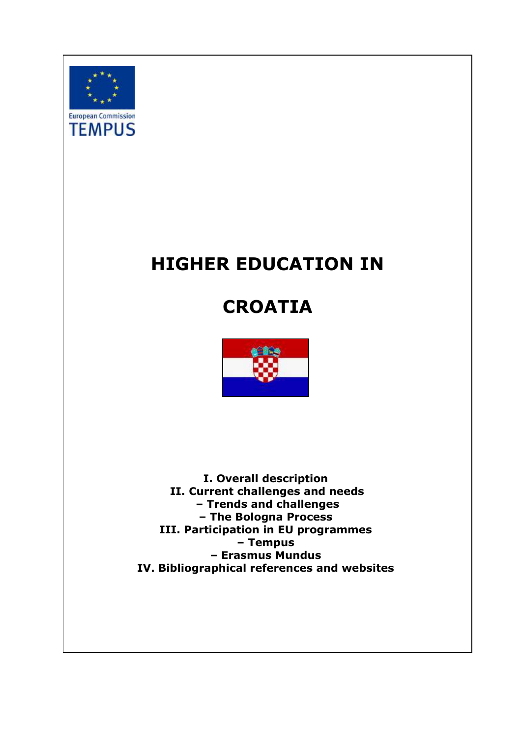European Commission
TEMPUS

# HIGHER EDUCATION IN

# CROATIA

**I. Overall description**
**II. Current challenges and needs**
**– Trends and challenges**
**– The Bologna Process**
**III. Participation in EU programmes**
**– Tempus**
**– Erasmus Mundus**
**IV. Bibliographical references and websites**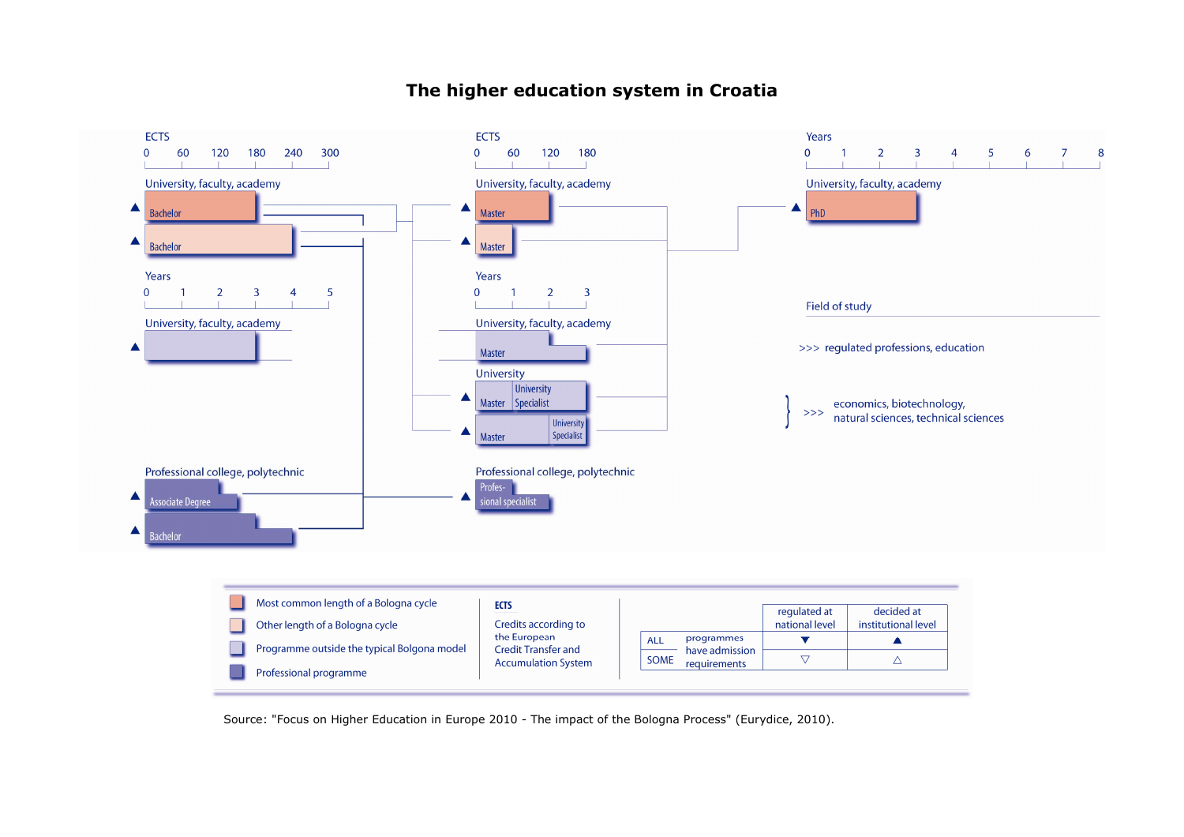# The higher education system in Croatia

ECTS
0 60 120 180 240 300

University, faculty, academy

Bachelor

Bachelor

Years
0 1 2 3 4 5

University, faculty, academy

Professional college, polytechnic

Associate Degree

Bachelor

ECTS
0 60 120 180

University, faculty, academy

Master

Master

Years
0 1 2 3

University, faculty, academy

Master

University

Master | University Specialist

Master | University Specialist

Professional college, polytechnic

Profes-sional specialist

Years
0 1 2 3 4 5 6 7 8

University, faculty, academy

PhD

Field of study

>>> regulated professions, education

>>> economics, biotechnology, natural sciences, technical sciences

Most common length of a Bologna cycle

Other length of a Bologna cycle

Programme outside the typical Bolgona model

Professional programme

**ECTS**
Credits according to the European Credit Transfer and Accumulation System

| | programmes have admission requirements | regulated at national level | decided at institutional level |
|---|---|---|---|
| ALL | | ▼ | ▲ |
| SOME | | ▽ | △ |

Source: "Focus on Higher Education in Europe 2010 - The impact of the Bologna Process" (Eurydice, 2010).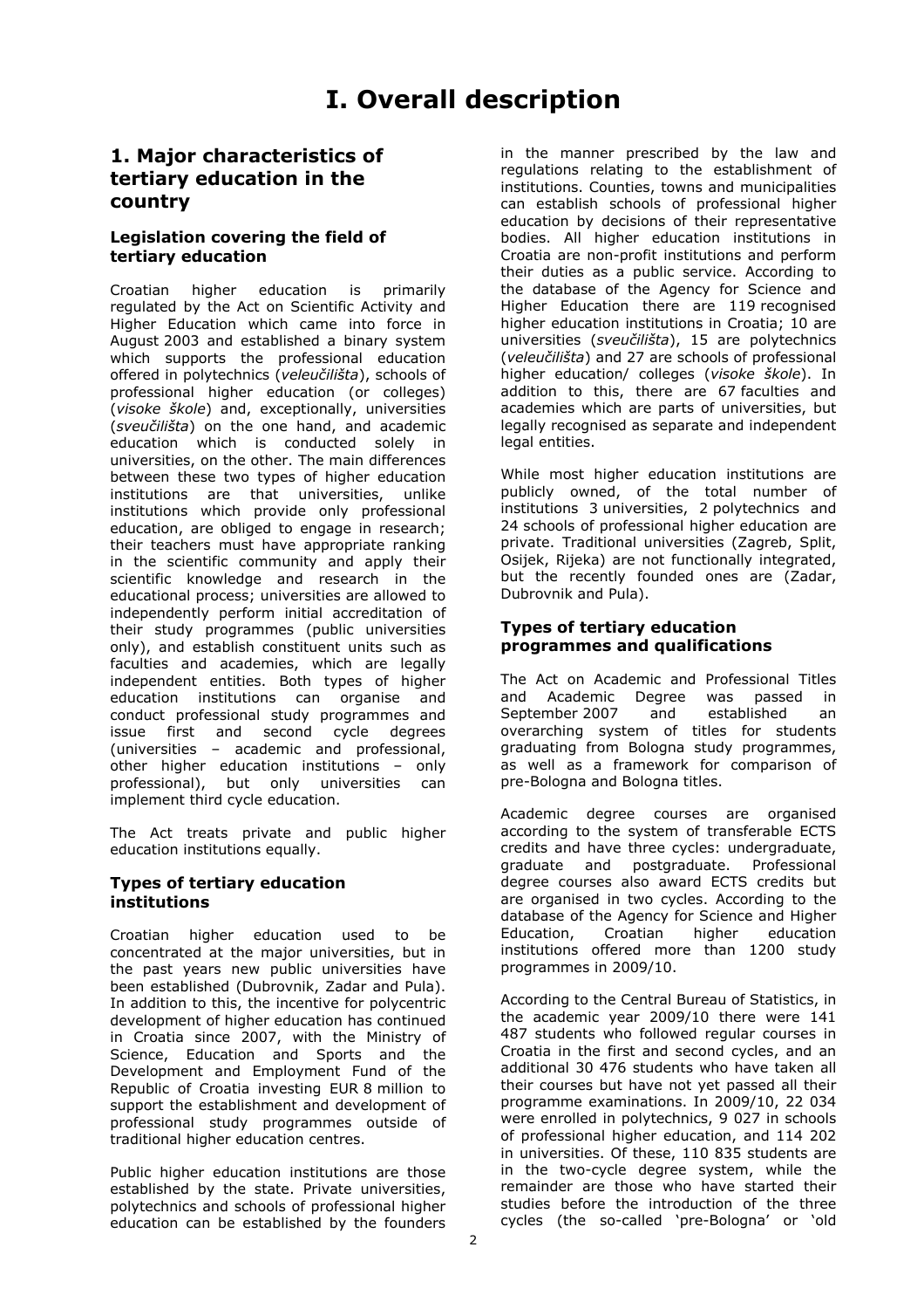# I. Overall description

## 1. Major characteristics of tertiary education in the country

### Legislation covering the field of tertiary education

Croatian higher education is primarily regulated by the Act on Scientific Activity and Higher Education which came into force in August 2003 and established a binary system which supports the professional education offered in polytechnics (*veleučilišta*), schools of professional higher education (or colleges) (*visoke škole*) and, exceptionally, universities (*sveučilišta*) on the one hand, and academic education which is conducted solely in universities, on the other. The main differences between these two types of higher education institutions are that universities, unlike institutions which provide only professional education, are obliged to engage in research; their teachers must have appropriate ranking in the scientific community and apply their scientific knowledge and research in the educational process; universities are allowed to independently perform initial accreditation of their study programmes (public universities only), and establish constituent units such as faculties and academies, which are legally independent entities. Both types of higher education institutions can organise and conduct professional study programmes and issue first and second cycle degrees (universities – academic and professional, other higher education institutions – only professional), but only universities can implement third cycle education.

The Act treats private and public higher education institutions equally.

### Types of tertiary education institutions

Croatian higher education used to be concentrated at the major universities, but in the past years new public universities have been established (Dubrovnik, Zadar and Pula). In addition to this, the incentive for polycentric development of higher education has continued in Croatia since 2007, with the Ministry of Science, Education and Sports and the Development and Employment Fund of the Republic of Croatia investing EUR 8 million to support the establishment and development of professional study programmes outside of traditional higher education centres.

Public higher education institutions are those established by the state. Private universities, polytechnics and schools of professional higher education can be established by the founders in the manner prescribed by the law and regulations relating to the establishment of institutions. Counties, towns and municipalities can establish schools of professional higher education by decisions of their representative bodies. All higher education institutions in Croatia are non-profit institutions and perform their duties as a public service. According to the database of the Agency for Science and Higher Education there are 119 recognised higher education institutions in Croatia; 10 are universities (*sveučilišta*), 15 are polytechnics (*veleučilišta*) and 27 are schools of professional higher education/ colleges (*visoke škole*). In addition to this, there are 67 faculties and academies which are parts of universities, but legally recognised as separate and independent legal entities.

While most higher education institutions are publicly owned, of the total number of institutions 3 universities, 2 polytechnics and 24 schools of professional higher education are private. Traditional universities (Zagreb, Split, Osijek, Rijeka) are not functionally integrated, but the recently founded ones are (Zadar, Dubrovnik and Pula).

### Types of tertiary education programmes and qualifications

The Act on Academic and Professional Titles and Academic Degree was passed in September 2007 and established an overarching system of titles for students graduating from Bologna study programmes, as well as a framework for comparison of pre-Bologna and Bologna titles.

Academic degree courses are organised according to the system of transferable ECTS credits and have three cycles: undergraduate, graduate and postgraduate. Professional degree courses also award ECTS credits but are organised in two cycles. According to the database of the Agency for Science and Higher Education, Croatian higher education institutions offered more than 1200 study programmes in 2009/10.

According to the Central Bureau of Statistics, in the academic year 2009/10 there were 141 487 students who followed regular courses in Croatia in the first and second cycles, and an additional 30 476 students who have taken all their courses but have not yet passed all their programme examinations. In 2009/10, 22 034 were enrolled in polytechnics, 9 027 in schools of professional higher education, and 114 202 in universities. Of these, 110 835 students are in the two-cycle degree system, while the remainder are those who have started their studies before the introduction of the three cycles (the so-called 'pre-Bologna' or 'old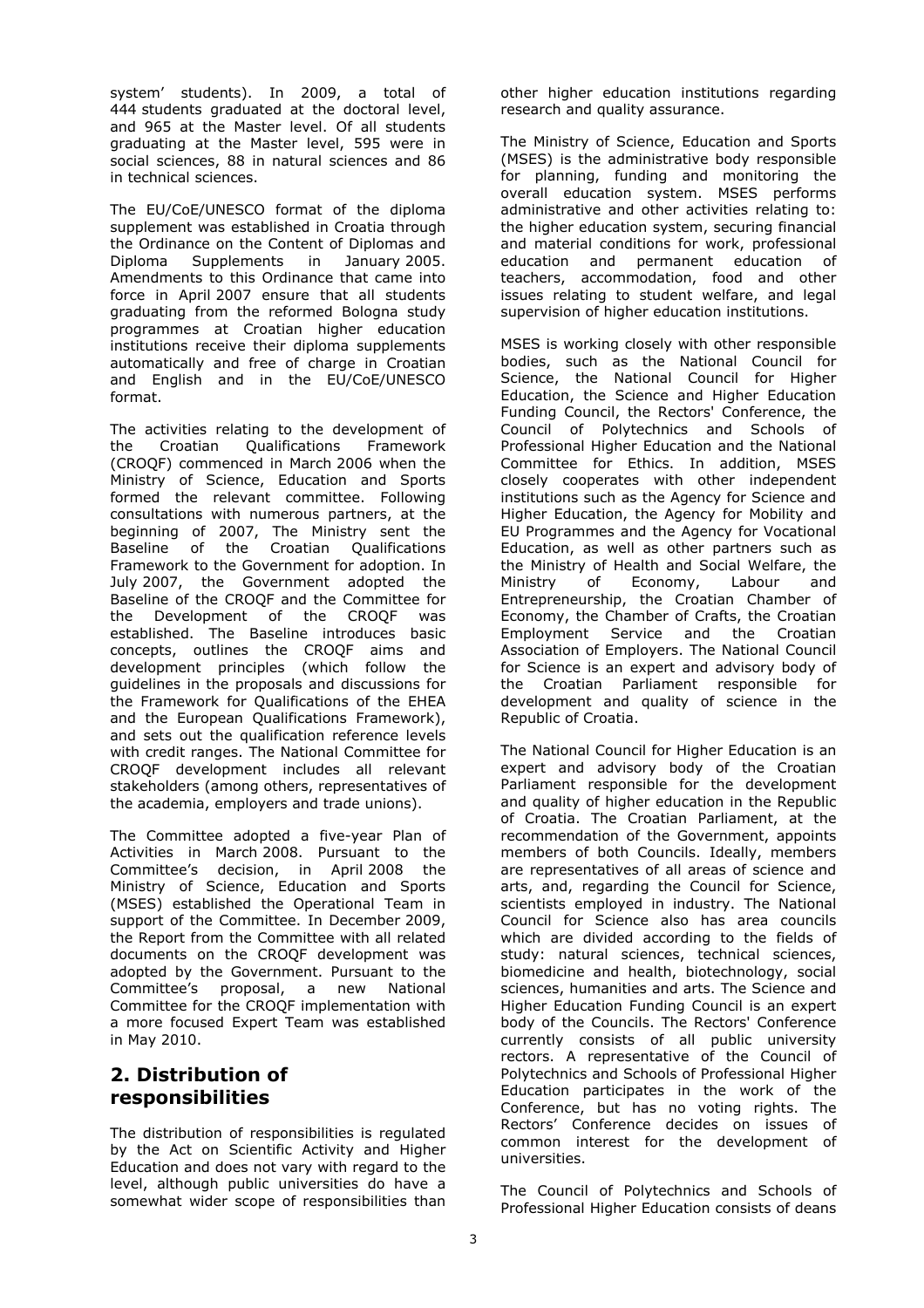system' students). In 2009, a total of 444 students graduated at the doctoral level, and 965 at the Master level. Of all students graduating at the Master level, 595 were in social sciences, 88 in natural sciences and 86 in technical sciences.

The EU/CoE/UNESCO format of the diploma supplement was established in Croatia through the Ordinance on the Content of Diplomas and Diploma Supplements in January 2005. Amendments to this Ordinance that came into force in April 2007 ensure that all students graduating from the reformed Bologna study programmes at Croatian higher education institutions receive their diploma supplements automatically and free of charge in Croatian and English and in the EU/CoE/UNESCO format.

The activities relating to the development of the Croatian Qualifications Framework (CROQF) commenced in March 2006 when the Ministry of Science, Education and Sports formed the relevant committee. Following consultations with numerous partners, at the beginning of 2007, The Ministry sent the Baseline of the Croatian Qualifications Framework to the Government for adoption. In July 2007, the Government adopted the Baseline of the CROQF and the Committee for the Development of the CROQF was established. The Baseline introduces basic concepts, outlines the CROQF aims and development principles (which follow the guidelines in the proposals and discussions for the Framework for Qualifications of the EHEA and the European Qualifications Framework), and sets out the qualification reference levels with credit ranges. The National Committee for CROQF development includes all relevant stakeholders (among others, representatives of the academia, employers and trade unions).

The Committee adopted a five-year Plan of Activities in March 2008. Pursuant to the Committee's decision, in April 2008 the Ministry of Science, Education and Sports (MSES) established the Operational Team in support of the Committee. In December 2009, the Report from the Committee with all related documents on the CROQF development was adopted by the Government. Pursuant to the Committee's proposal, a new National Committee for the CROQF implementation with a more focused Expert Team was established in May 2010.

## 2. Distribution of responsibilities

The distribution of responsibilities is regulated by the Act on Scientific Activity and Higher Education and does not vary with regard to the level, although public universities do have a somewhat wider scope of responsibilities than other higher education institutions regarding research and quality assurance.

The Ministry of Science, Education and Sports (MSES) is the administrative body responsible for planning, funding and monitoring the overall education system. MSES performs administrative and other activities relating to: the higher education system, securing financial and material conditions for work, professional education and permanent education of teachers, accommodation, food and other issues relating to student welfare, and legal supervision of higher education institutions.

MSES is working closely with other responsible bodies, such as the National Council for Science, the National Council for Higher Education, the Science and Higher Education Funding Council, the Rectors' Conference, the Council of Polytechnics and Schools of Professional Higher Education and the National Committee for Ethics. In addition, MSES closely cooperates with other independent institutions such as the Agency for Science and Higher Education, the Agency for Mobility and EU Programmes and the Agency for Vocational Education, as well as other partners such as the Ministry of Health and Social Welfare, the Ministry of Economy, Labour and Entrepreneurship, the Croatian Chamber of Economy, the Chamber of Crafts, the Croatian Employment Service and the Croatian Association of Employers. The National Council for Science is an expert and advisory body of the Croatian Parliament responsible for development and quality of science in the Republic of Croatia.

The National Council for Higher Education is an expert and advisory body of the Croatian Parliament responsible for the development and quality of higher education in the Republic of Croatia. The Croatian Parliament, at the recommendation of the Government, appoints members of both Councils. Ideally, members are representatives of all areas of science and arts, and, regarding the Council for Science, scientists employed in industry. The National Council for Science also has area councils which are divided according to the fields of study: natural sciences, technical sciences, biomedicine and health, biotechnology, social sciences, humanities and arts. The Science and Higher Education Funding Council is an expert body of the Councils. The Rectors' Conference currently consists of all public university rectors. A representative of the Council of Polytechnics and Schools of Professional Higher Education participates in the work of the Conference, but has no voting rights. The Rectors' Conference decides on issues of common interest for the development of universities.

The Council of Polytechnics and Schools of Professional Higher Education consists of deans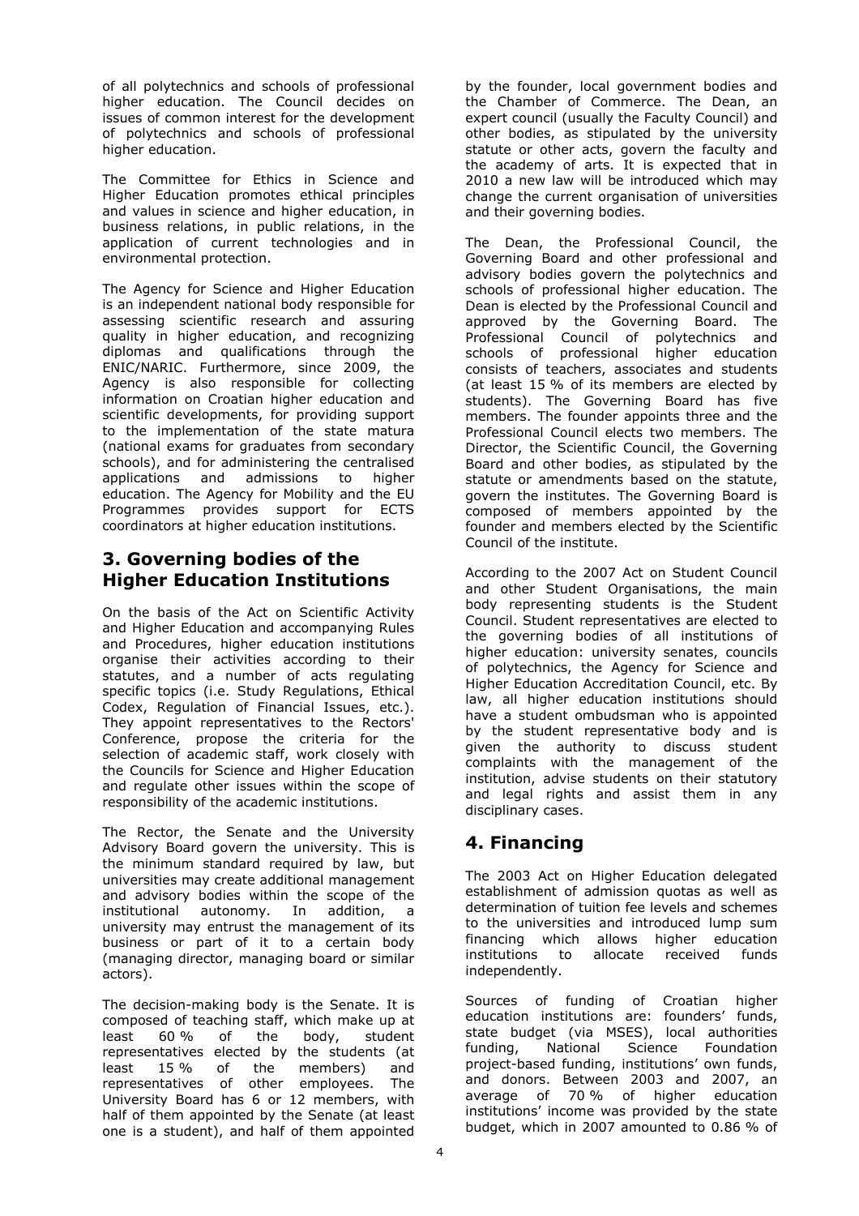of all polytechnics and schools of professional higher education. The Council decides on issues of common interest for the development of polytechnics and schools of professional higher education.

The Committee for Ethics in Science and Higher Education promotes ethical principles and values in science and higher education, in business relations, in public relations, in the application of current technologies and in environmental protection.

The Agency for Science and Higher Education is an independent national body responsible for assessing scientific research and assuring quality in higher education, and recognizing diplomas and qualifications through the ENIC/NARIC. Furthermore, since 2009, the Agency is also responsible for collecting information on Croatian higher education and scientific developments, for providing support to the implementation of the state matura (national exams for graduates from secondary schools), and for administering the centralised applications and admissions to higher education. The Agency for Mobility and the EU Programmes provides support for ECTS coordinators at higher education institutions.

## 3. Governing bodies of the Higher Education Institutions

On the basis of the Act on Scientific Activity and Higher Education and accompanying Rules and Procedures, higher education institutions organise their activities according to their statutes, and a number of acts regulating specific topics (i.e. Study Regulations, Ethical Codex, Regulation of Financial Issues, etc.). They appoint representatives to the Rectors' Conference, propose the criteria for the selection of academic staff, work closely with the Councils for Science and Higher Education and regulate other issues within the scope of responsibility of the academic institutions.

The Rector, the Senate and the University Advisory Board govern the university. This is the minimum standard required by law, but universities may create additional management and advisory bodies within the scope of the institutional autonomy. In addition, a university may entrust the management of its business or part of it to a certain body (managing director, managing board or similar actors).

The decision-making body is the Senate. It is composed of teaching staff, which make up at least 60 % of the body, student representatives elected by the students (at least 15 % of the members) and representatives of other employees. The University Board has 6 or 12 members, with half of them appointed by the Senate (at least one is a student), and half of them appointed by the founder, local government bodies and the Chamber of Commerce. The Dean, an expert council (usually the Faculty Council) and other bodies, as stipulated by the university statute or other acts, govern the faculty and the academy of arts. It is expected that in 2010 a new law will be introduced which may change the current organisation of universities and their governing bodies.

The Dean, the Professional Council, the Governing Board and other professional and advisory bodies govern the polytechnics and schools of professional higher education. The Dean is elected by the Professional Council and approved by the Governing Board. The Professional Council of polytechnics and schools of professional higher education consists of teachers, associates and students (at least 15 % of its members are elected by students). The Governing Board has five members. The founder appoints three and the Professional Council elects two members. The Director, the Scientific Council, the Governing Board and other bodies, as stipulated by the statute or amendments based on the statute, govern the institutes. The Governing Board is composed of members appointed by the founder and members elected by the Scientific Council of the institute.

According to the 2007 Act on Student Council and other Student Organisations, the main body representing students is the Student Council. Student representatives are elected to the governing bodies of all institutions of higher education: university senates, councils of polytechnics, the Agency for Science and Higher Education Accreditation Council, etc. By law, all higher education institutions should have a student ombudsman who is appointed by the student representative body and is given the authority to discuss student complaints with the management of the institution, advise students on their statutory and legal rights and assist them in any disciplinary cases.

## 4. Financing

The 2003 Act on Higher Education delegated establishment of admission quotas as well as determination of tuition fee levels and schemes to the universities and introduced lump sum financing which allows higher education institutions to allocate received funds independently.

Sources of funding of Croatian higher education institutions are: founders' funds, state budget (via MSES), local authorities funding, National Science Foundation project-based funding, institutions' own funds, and donors. Between 2003 and 2007, an average of 70 % of higher education institutions' income was provided by the state budget, which in 2007 amounted to 0.86 % of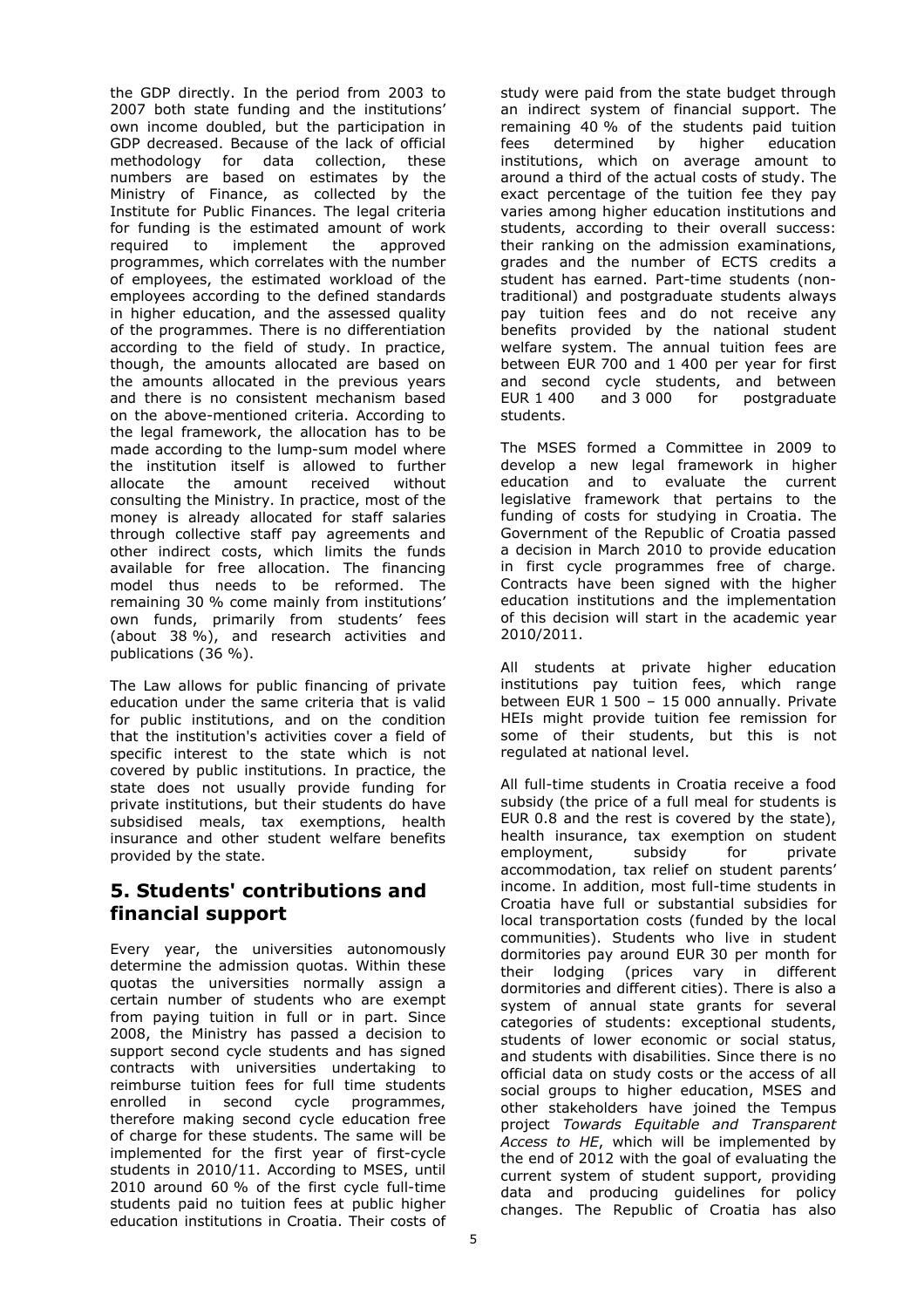the GDP directly. In the period from 2003 to 2007 both state funding and the institutions' own income doubled, but the participation in GDP decreased. Because of the lack of official methodology for data collection, these numbers are based on estimates by the Ministry of Finance, as collected by the Institute for Public Finances. The legal criteria for funding is the estimated amount of work required to implement the approved programmes, which correlates with the number of employees, the estimated workload of the employees according to the defined standards in higher education, and the assessed quality of the programmes. There is no differentiation according to the field of study. In practice, though, the amounts allocated are based on the amounts allocated in the previous years and there is no consistent mechanism based on the above-mentioned criteria. According to the legal framework, the allocation has to be made according to the lump-sum model where the institution itself is allowed to further allocate the amount received without consulting the Ministry. In practice, most of the money is already allocated for staff salaries through collective staff pay agreements and other indirect costs, which limits the funds available for free allocation. The financing model thus needs to be reformed. The remaining 30 % come mainly from institutions' own funds, primarily from students' fees (about 38 %), and research activities and publications (36 %).

The Law allows for public financing of private education under the same criteria that is valid for public institutions, and on the condition that the institution's activities cover a field of specific interest to the state which is not covered by public institutions. In practice, the state does not usually provide funding for private institutions, but their students do have subsidised meals, tax exemptions, health insurance and other student welfare benefits provided by the state.

## 5. Students' contributions and financial support

Every year, the universities autonomously determine the admission quotas. Within these quotas the universities normally assign a certain number of students who are exempt from paying tuition in full or in part. Since 2008, the Ministry has passed a decision to support second cycle students and has signed contracts with universities undertaking to reimburse tuition fees for full time students enrolled in second cycle programmes, therefore making second cycle education free of charge for these students. The same will be implemented for the first year of first-cycle students in 2010/11. According to MSES, until 2010 around 60 % of the first cycle full-time students paid no tuition fees at public higher education institutions in Croatia. Their costs of study were paid from the state budget through an indirect system of financial support. The remaining 40 % of the students paid tuition fees determined by higher education institutions, which on average amount to around a third of the actual costs of study. The exact percentage of the tuition fee they pay varies among higher education institutions and students, according to their overall success: their ranking on the admission examinations, grades and the number of ECTS credits a student has earned. Part-time students (non-traditional) and postgraduate students always pay tuition fees and do not receive any benefits provided by the national student welfare system. The annual tuition fees are between EUR 700 and 1 400 per year for first and second cycle students, and between EUR 1 400 and 3 000 for postgraduate students.

The MSES formed a Committee in 2009 to develop a new legal framework in higher education and to evaluate the current legislative framework that pertains to the funding of costs for studying in Croatia. The Government of the Republic of Croatia passed a decision in March 2010 to provide education in first cycle programmes free of charge. Contracts have been signed with the higher education institutions and the implementation of this decision will start in the academic year 2010/2011.

All students at private higher education institutions pay tuition fees, which range between EUR 1 500 – 15 000 annually. Private HEIs might provide tuition fee remission for some of their students, but this is not regulated at national level.

All full-time students in Croatia receive a food subsidy (the price of a full meal for students is EUR 0.8 and the rest is covered by the state), health insurance, tax exemption on student employment, subsidy for private accommodation, tax relief on student parents' income. In addition, most full-time students in Croatia have full or substantial subsidies for local transportation costs (funded by the local communities). Students who live in student dormitories pay around EUR 30 per month for their lodging (prices vary in different dormitories and different cities). There is also a system of annual state grants for several categories of students: exceptional students, students of lower economic or social status, and students with disabilities. Since there is no official data on study costs or the access of all social groups to higher education, MSES and other stakeholders have joined the Tempus project *Towards Equitable and Transparent Access to HE*, which will be implemented by the end of 2012 with the goal of evaluating the current system of student support, providing data and producing guidelines for policy changes. The Republic of Croatia has also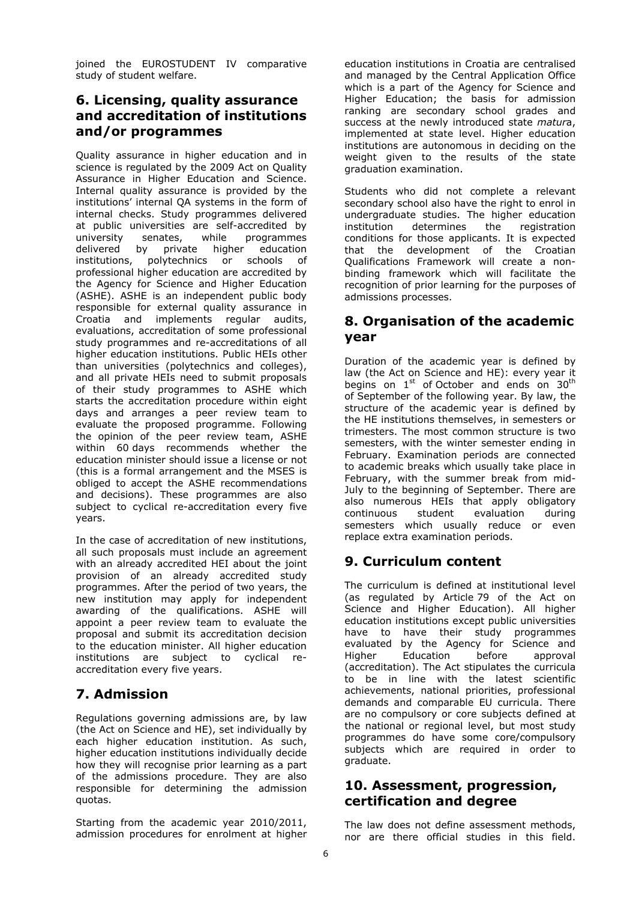joined the EUROSTUDENT IV comparative study of student welfare.

## 6. Licensing, quality assurance and accreditation of institutions and/or programmes

Quality assurance in higher education and in science is regulated by the 2009 Act on Quality Assurance in Higher Education and Science. Internal quality assurance is provided by the institutions' internal QA systems in the form of internal checks. Study programmes delivered at public universities are self-accredited by university senates, while programmes delivered by private higher education institutions, polytechnics or schools of professional higher education are accredited by the Agency for Science and Higher Education (ASHE). ASHE is an independent public body responsible for external quality assurance in Croatia and implements regular audits, evaluations, accreditation of some professional study programmes and re-accreditations of all higher education institutions. Public HEIs other than universities (polytechnics and colleges), and all private HEIs need to submit proposals of their study programmes to ASHE which starts the accreditation procedure within eight days and arranges a peer review team to evaluate the proposed programme. Following the opinion of the peer review team, ASHE within 60 days recommends whether the education minister should issue a license or not (this is a formal arrangement and the MSES is obliged to accept the ASHE recommendations and decisions). These programmes are also subject to cyclical re-accreditation every five years.

In the case of accreditation of new institutions, all such proposals must include an agreement with an already accredited HEI about the joint provision of an already accredited study programmes. After the period of two years, the new institution may apply for independent awarding of the qualifications. ASHE will appoint a peer review team to evaluate the proposal and submit its accreditation decision to the education minister. All higher education institutions are subject to cyclical re-accreditation every five years.

## 7. Admission

Regulations governing admissions are, by law (the Act on Science and HE), set individually by each higher education institution. As such, higher education institutions individually decide how they will recognise prior learning as a part of the admissions procedure. They are also responsible for determining the admission quotas.

Starting from the academic year 2010/2011, admission procedures for enrolment at higher education institutions in Croatia are centralised and managed by the Central Application Office which is a part of the Agency for Science and Higher Education; the basis for admission ranking are secondary school grades and success at the newly introduced state *matura*, implemented at state level. Higher education institutions are autonomous in deciding on the weight given to the results of the state graduation examination.

Students who did not complete a relevant secondary school also have the right to enrol in undergraduate studies. The higher education institution determines the registration conditions for those applicants. It is expected that the development of the Croatian Qualifications Framework will create a non-binding framework which will facilitate the recognition of prior learning for the purposes of admissions processes.

## 8. Organisation of the academic year

Duration of the academic year is defined by law (the Act on Science and HE): every year it begins on 1st of October and ends on 30th of September of the following year. By law, the structure of the academic year is defined by the HE institutions themselves, in semesters or trimesters. The most common structure is two semesters, with the winter semester ending in February. Examination periods are connected to academic breaks which usually take place in February, with the summer break from mid-July to the beginning of September. There are also numerous HEIs that apply obligatory continuous student evaluation during semesters which usually reduce or even replace extra examination periods.

## 9. Curriculum content

The curriculum is defined at institutional level (as regulated by Article 79 of the Act on Science and Higher Education). All higher education institutions except public universities have to have their study programmes evaluated by the Agency for Science and Higher Education before approval (accreditation). The Act stipulates the curricula to be in line with the latest scientific achievements, national priorities, professional demands and comparable EU curricula. There are no compulsory or core subjects defined at the national or regional level, but most study programmes do have some core/compulsory subjects which are required in order to graduate.

## 10. Assessment, progression, certification and degree

The law does not define assessment methods, nor are there official studies in this field.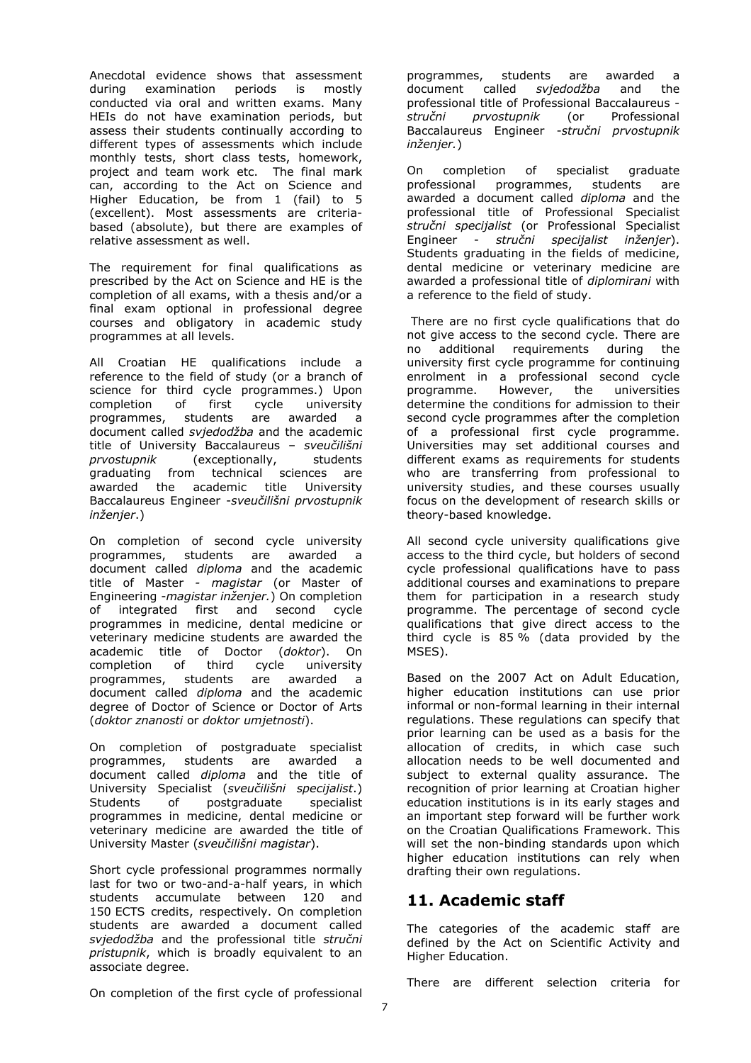Anecdotal evidence shows that assessment during examination periods is mostly conducted via oral and written exams. Many HEIs do not have examination periods, but assess their students continually according to different types of assessments which include monthly tests, short class tests, homework, project and team work etc. The final mark can, according to the Act on Science and Higher Education, be from 1 (fail) to 5 (excellent). Most assessments are criteria-based (absolute), but there are examples of relative assessment as well.

The requirement for final qualifications as prescribed by the Act on Science and HE is the completion of all exams, with a thesis and/or a final exam optional in professional degree courses and obligatory in academic study programmes at all levels.

All Croatian HE qualifications include a reference to the field of study (or a branch of science for third cycle programmes.) Upon completion of first cycle university programmes, students are awarded a document called *svjedodžba* and the academic title of University Baccalaureus – *sveučilišni prvostupnik* (exceptionally, students graduating from technical sciences are awarded the academic title University Baccalaureus Engineer -*sveučilišni prvostupnik inženjer*.)

On completion of second cycle university programmes, students are awarded a document called *diploma* and the academic title of Master - *magistar* (or Master of Engineering -*magistar inženjer.*) On completion of integrated first and second cycle programmes in medicine, dental medicine or veterinary medicine students are awarded the academic title of Doctor (*doktor*). On completion of third cycle university programmes, students are awarded a document called *diploma* and the academic degree of Doctor of Science or Doctor of Arts (*doktor znanosti* or *doktor umjetnosti*).

On completion of postgraduate specialist programmes, students are awarded a document called *diploma* and the title of University Specialist (*sveučilišni specijalist*.) Students of postgraduate specialist programmes in medicine, dental medicine or veterinary medicine are awarded the title of University Master (*sveučilišni magistar*).

Short cycle professional programmes normally last for two or two-and-a-half years, in which students accumulate between 120 and 150 ECTS credits, respectively. On completion students are awarded a document called *svjedodžba* and the professional title *stručni pristupnik*, which is broadly equivalent to an associate degree.

On completion of the first cycle of professional programmes, students are awarded a document called *svjedodžba* and the professional title of Professional Baccalaureus - *stručni prvostupnik* (or Professional Baccalaureus Engineer -*stručni prvostupnik inženjer.*)

On completion of specialist graduate professional programmes, students are awarded a document called *diploma* and the professional title of Professional Specialist *stručni specijalist* (or Professional Specialist Engineer - *stručni specijalist inženjer*). Students graduating in the fields of medicine, dental medicine or veterinary medicine are awarded a professional title of *diplomirani* with a reference to the field of study.

There are no first cycle qualifications that do not give access to the second cycle. There are no additional requirements during the university first cycle programme for continuing enrolment in a professional second cycle programme. However, the universities determine the conditions for admission to their second cycle programmes after the completion of a professional first cycle programme. Universities may set additional courses and different exams as requirements for students who are transferring from professional to university studies, and these courses usually focus on the development of research skills or theory-based knowledge.

All second cycle university qualifications give access to the third cycle, but holders of second cycle professional qualifications have to pass additional courses and examinations to prepare them for participation in a research study programme. The percentage of second cycle qualifications that give direct access to the third cycle is 85 % (data provided by the MSES).

Based on the 2007 Act on Adult Education, higher education institutions can use prior informal or non-formal learning in their internal regulations. These regulations can specify that prior learning can be used as a basis for the allocation of credits, in which case such allocation needs to be well documented and subject to external quality assurance. The recognition of prior learning at Croatian higher education institutions is in its early stages and an important step forward will be further work on the Croatian Qualifications Framework. This will set the non-binding standards upon which higher education institutions can rely when drafting their own regulations.

## 11. Academic staff

The categories of the academic staff are defined by the Act on Scientific Activity and Higher Education.

There are different selection criteria for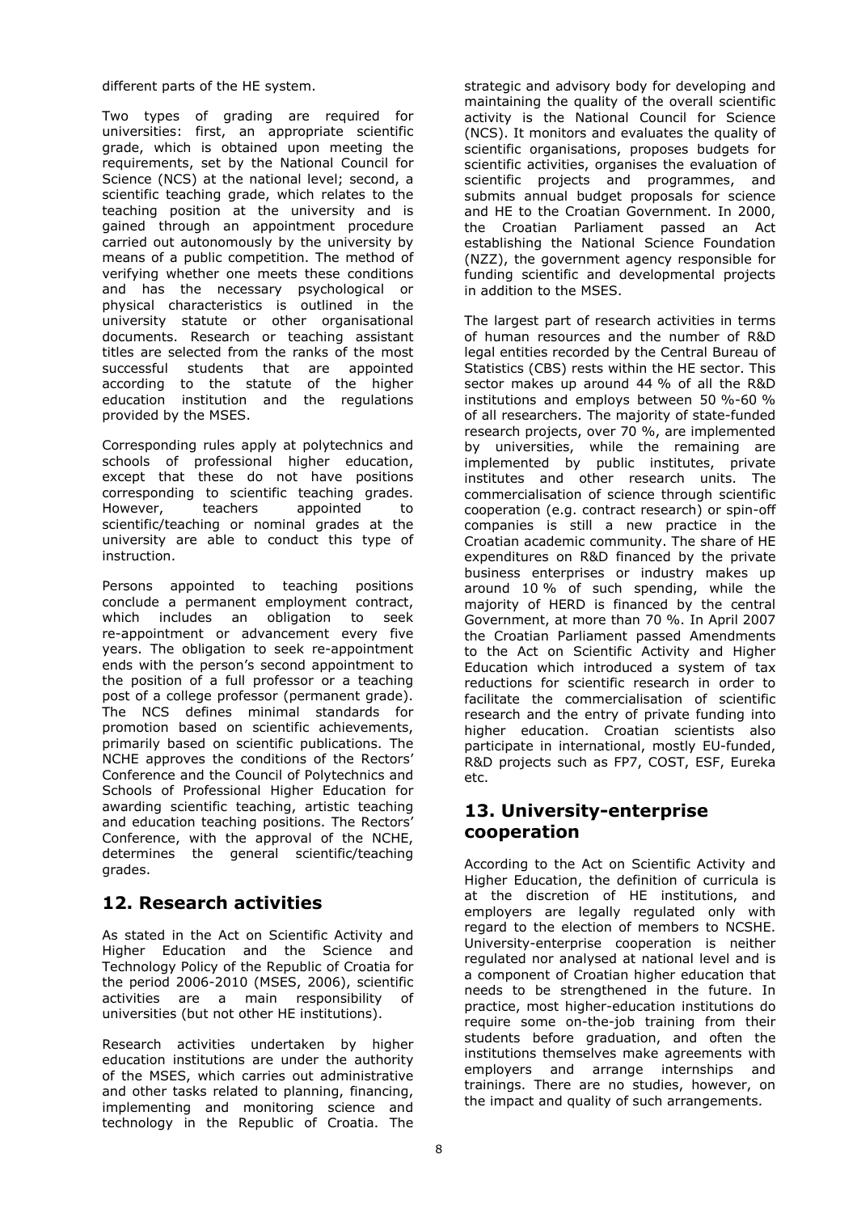different parts of the HE system.

Two types of grading are required for universities: first, an appropriate scientific grade, which is obtained upon meeting the requirements, set by the National Council for Science (NCS) at the national level; second, a scientific teaching grade, which relates to the teaching position at the university and is gained through an appointment procedure carried out autonomously by the university by means of a public competition. The method of verifying whether one meets these conditions and has the necessary psychological or physical characteristics is outlined in the university statute or other organisational documents. Research or teaching assistant titles are selected from the ranks of the most successful students that are appointed according to the statute of the higher education institution and the regulations provided by the MSES.

Corresponding rules apply at polytechnics and schools of professional higher education, except that these do not have positions corresponding to scientific teaching grades. However, teachers appointed to scientific/teaching or nominal grades at the university are able to conduct this type of instruction.

Persons appointed to teaching positions conclude a permanent employment contract, which includes an obligation to seek re-appointment or advancement every five years. The obligation to seek re-appointment ends with the person's second appointment to the position of a full professor or a teaching post of a college professor (permanent grade). The NCS defines minimal standards for promotion based on scientific achievements, primarily based on scientific publications. The NCHE approves the conditions of the Rectors' Conference and the Council of Polytechnics and Schools of Professional Higher Education for awarding scientific teaching, artistic teaching and education teaching positions. The Rectors' Conference, with the approval of the NCHE, determines the general scientific/teaching grades.

## 12. Research activities

As stated in the Act on Scientific Activity and Higher Education and the Science and Technology Policy of the Republic of Croatia for the period 2006-2010 (MSES, 2006), scientific activities are a main responsibility of universities (but not other HE institutions).

Research activities undertaken by higher education institutions are under the authority of the MSES, which carries out administrative and other tasks related to planning, financing, implementing and monitoring science and technology in the Republic of Croatia. The strategic and advisory body for developing and maintaining the quality of the overall scientific activity is the National Council for Science (NCS). It monitors and evaluates the quality of scientific organisations, proposes budgets for scientific activities, organises the evaluation of scientific projects and programmes, and submits annual budget proposals for science and HE to the Croatian Government. In 2000, the Croatian Parliament passed an Act establishing the National Science Foundation (NZZ), the government agency responsible for funding scientific and developmental projects in addition to the MSES.

The largest part of research activities in terms of human resources and the number of R&D legal entities recorded by the Central Bureau of Statistics (CBS) rests within the HE sector. This sector makes up around 44 % of all the R&D institutions and employs between 50 %-60 % of all researchers. The majority of state-funded research projects, over 70 %, are implemented by universities, while the remaining are implemented by public institutes, private institutes and other research units. The commercialisation of science through scientific cooperation (e.g. contract research) or spin-off companies is still a new practice in the Croatian academic community. The share of HE expenditures on R&D financed by the private business enterprises or industry makes up around 10 % of such spending, while the majority of HERD is financed by the central Government, at more than 70 %. In April 2007 the Croatian Parliament passed Amendments to the Act on Scientific Activity and Higher Education which introduced a system of tax reductions for scientific research in order to facilitate the commercialisation of scientific research and the entry of private funding into higher education. Croatian scientists also participate in international, mostly EU-funded, R&D projects such as FP7, COST, ESF, Eureka etc.

## 13. University-enterprise cooperation

According to the Act on Scientific Activity and Higher Education, the definition of curricula is at the discretion of HE institutions, and employers are legally regulated only with regard to the election of members to NCSHE. University-enterprise cooperation is neither regulated nor analysed at national level and is a component of Croatian higher education that needs to be strengthened in the future. In practice, most higher-education institutions do require some on-the-job training from their students before graduation, and often the institutions themselves make agreements with employers and arrange internships and trainings. There are no studies, however, on the impact and quality of such arrangements.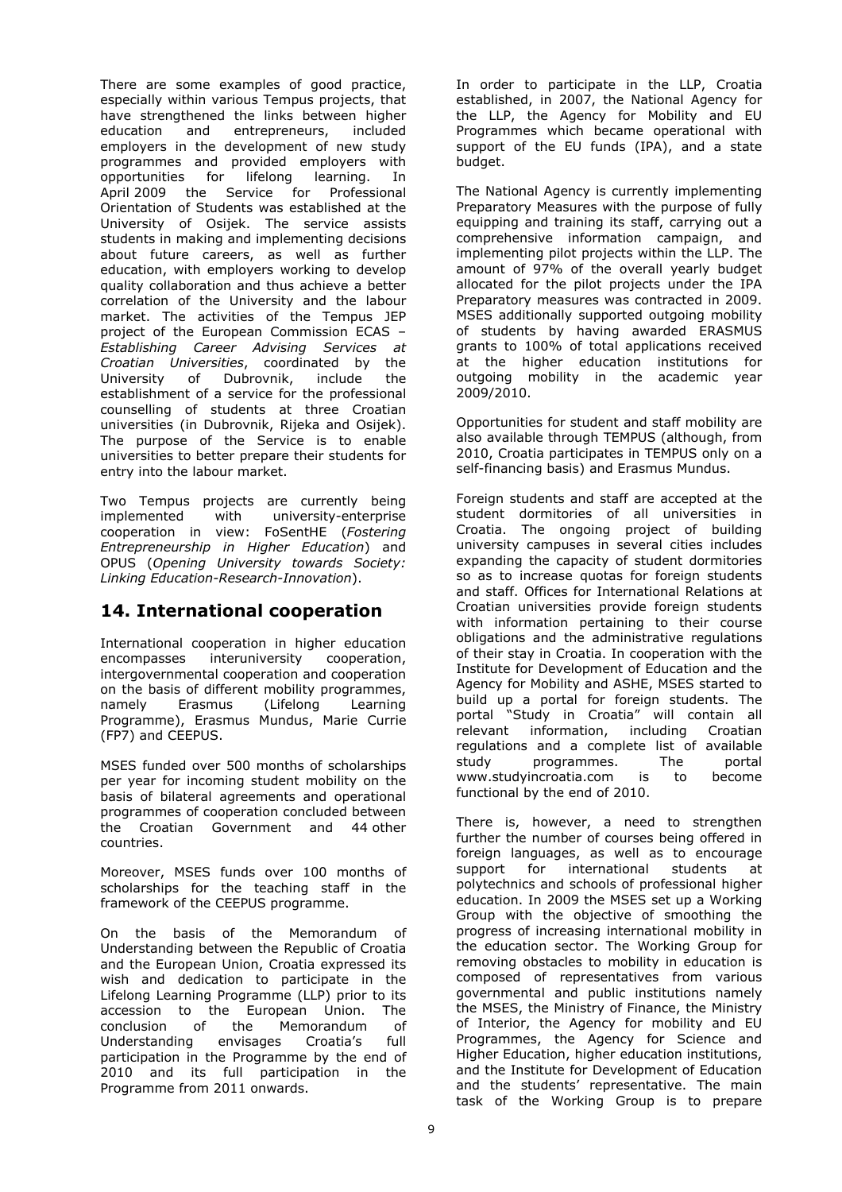There are some examples of good practice, especially within various Tempus projects, that have strengthened the links between higher education and entrepreneurs, included employers in the development of new study programmes and provided employers with opportunities for lifelong learning. In April 2009 the Service for Professional Orientation of Students was established at the University of Osijek. The service assists students in making and implementing decisions about future careers, as well as further education, with employers working to develop quality collaboration and thus achieve a better correlation of the University and the labour market. The activities of the Tempus JEP project of the European Commission ECAS – *Establishing Career Advising Services at Croatian Universities*, coordinated by the University of Dubrovnik, include the establishment of a service for the professional counselling of students at three Croatian universities (in Dubrovnik, Rijeka and Osijek). The purpose of the Service is to enable universities to better prepare their students for entry into the labour market.

Two Tempus projects are currently being implemented with university-enterprise cooperation in view: FoSentHE (*Fostering Entrepreneurship in Higher Education*) and OPUS (*Opening University towards Society: Linking Education-Research-Innovation*).

## 14. International cooperation

International cooperation in higher education encompasses interuniversity cooperation, intergovernmental cooperation and cooperation on the basis of different mobility programmes, namely Erasmus (Lifelong Learning Programme), Erasmus Mundus, Marie Currie (FP7) and CEEPUS.

MSES funded over 500 months of scholarships per year for incoming student mobility on the basis of bilateral agreements and operational programmes of cooperation concluded between the Croatian Government and 44 other countries.

Moreover, MSES funds over 100 months of scholarships for the teaching staff in the framework of the CEEPUS programme.

On the basis of the Memorandum of Understanding between the Republic of Croatia and the European Union, Croatia expressed its wish and dedication to participate in the Lifelong Learning Programme (LLP) prior to its accession to the European Union. The conclusion of the Memorandum of Understanding envisages Croatia's full participation in the Programme by the end of 2010 and its full participation in the Programme from 2011 onwards.

In order to participate in the LLP, Croatia established, in 2007, the National Agency for the LLP, the Agency for Mobility and EU Programmes which became operational with support of the EU funds (IPA), and a state budget.

The National Agency is currently implementing Preparatory Measures with the purpose of fully equipping and training its staff, carrying out a comprehensive information campaign, and implementing pilot projects within the LLP. The amount of 97% of the overall yearly budget allocated for the pilot projects under the IPA Preparatory measures was contracted in 2009. MSES additionally supported outgoing mobility of students by having awarded ERASMUS grants to 100% of total applications received at the higher education institutions for outgoing mobility in the academic year 2009/2010.

Opportunities for student and staff mobility are also available through TEMPUS (although, from 2010, Croatia participates in TEMPUS only on a self-financing basis) and Erasmus Mundus.

Foreign students and staff are accepted at the student dormitories of all universities in Croatia. The ongoing project of building university campuses in several cities includes expanding the capacity of student dormitories so as to increase quotas for foreign students and staff. Offices for International Relations at Croatian universities provide foreign students with information pertaining to their course obligations and the administrative regulations of their stay in Croatia. In cooperation with the Institute for Development of Education and the Agency for Mobility and ASHE, MSES started to build up a portal for foreign students. The portal "Study in Croatia" will contain all relevant information, including Croatian regulations and a complete list of available study programmes. The portal www.studyincroatia.com is to become functional by the end of 2010.

There is, however, a need to strengthen further the number of courses being offered in foreign languages, as well as to encourage support for international students at polytechnics and schools of professional higher education. In 2009 the MSES set up a Working Group with the objective of smoothing the progress of increasing international mobility in the education sector. The Working Group for removing obstacles to mobility in education is composed of representatives from various governmental and public institutions namely the MSES, the Ministry of Finance, the Ministry of Interior, the Agency for mobility and EU Programmes, the Agency for Science and Higher Education, higher education institutions, and the Institute for Development of Education and the students' representative. The main task of the Working Group is to prepare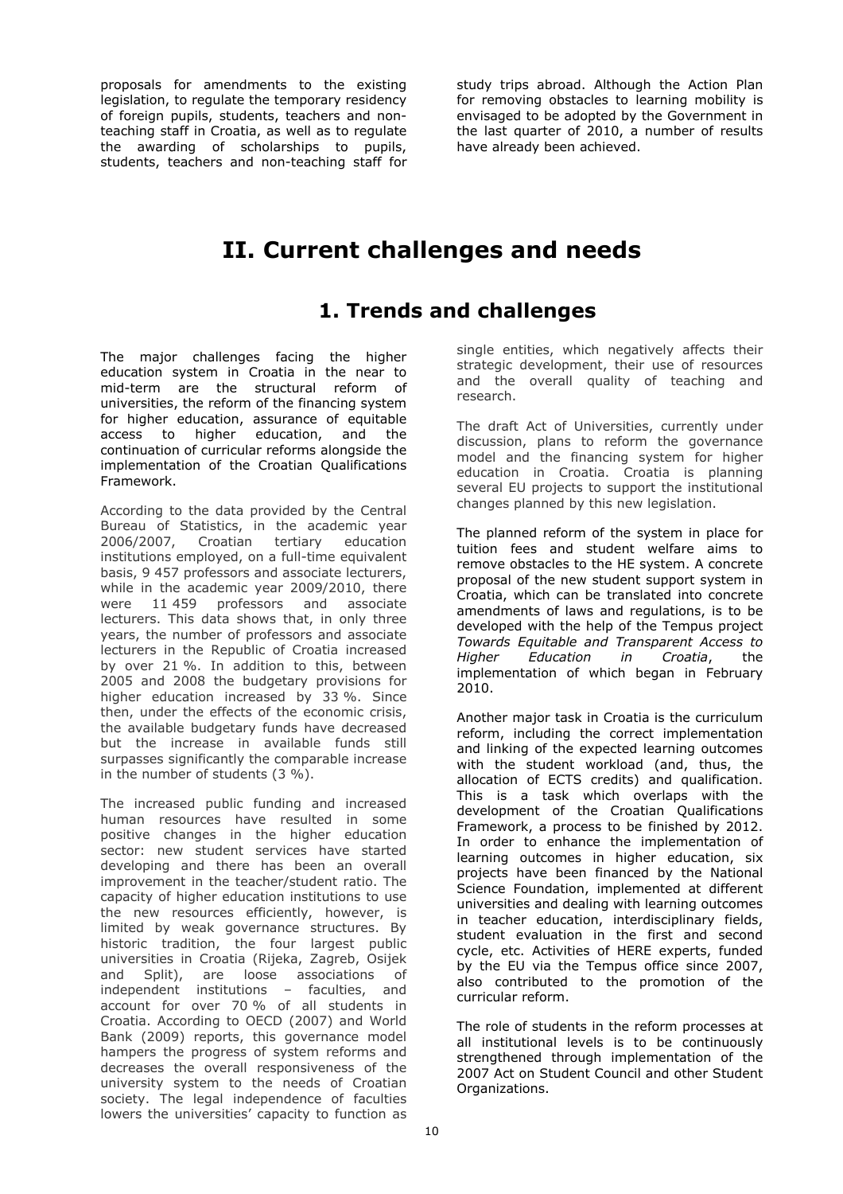proposals for amendments to the existing legislation, to regulate the temporary residency of foreign pupils, students, teachers and non-teaching staff in Croatia, as well as to regulate the awarding of scholarships to pupils, students, teachers and non-teaching staff for study trips abroad. Although the Action Plan for removing obstacles to learning mobility is envisaged to be adopted by the Government in the last quarter of 2010, a number of results have already been achieved.

# II. Current challenges and needs

## 1. Trends and challenges

The major challenges facing the higher education system in Croatia in the near to mid-term are the structural reform of universities, the reform of the financing system for higher education, assurance of equitable access to higher education, and the continuation of curricular reforms alongside the implementation of the Croatian Qualifications Framework.

According to the data provided by the Central Bureau of Statistics, in the academic year 2006/2007, Croatian tertiary education institutions employed, on a full-time equivalent basis, 9 457 professors and associate lecturers, while in the academic year 2009/2010, there were 11 459 professors and associate lecturers. This data shows that, in only three years, the number of professors and associate lecturers in the Republic of Croatia increased by over 21 %. In addition to this, between 2005 and 2008 the budgetary provisions for higher education increased by 33 %. Since then, under the effects of the economic crisis, the available budgetary funds have decreased but the increase in available funds still surpasses significantly the comparable increase in the number of students (3 %).

The increased public funding and increased human resources have resulted in some positive changes in the higher education sector: new student services have started developing and there has been an overall improvement in the teacher/student ratio. The capacity of higher education institutions to use the new resources efficiently, however, is limited by weak governance structures. By historic tradition, the four largest public universities in Croatia (Rijeka, Zagreb, Osijek and Split), are loose associations of independent institutions – faculties, and account for over 70 % of all students in Croatia. According to OECD (2007) and World Bank (2009) reports, this governance model hampers the progress of system reforms and decreases the overall responsiveness of the university system to the needs of Croatian society. The legal independence of faculties lowers the universities' capacity to function as single entities, which negatively affects their strategic development, their use of resources and the overall quality of teaching and research.

The draft Act of Universities, currently under discussion, plans to reform the governance model and the financing system for higher education in Croatia. Croatia is planning several EU projects to support the institutional changes planned by this new legislation.

The planned reform of the system in place for tuition fees and student welfare aims to remove obstacles to the HE system. A concrete proposal of the new student support system in Croatia, which can be translated into concrete amendments of laws and regulations, is to be developed with the help of the Tempus project *Towards Equitable and Transparent Access to Higher Education in Croatia*, the implementation of which began in February 2010.

Another major task in Croatia is the curriculum reform, including the correct implementation and linking of the expected learning outcomes with the student workload (and, thus, the allocation of ECTS credits) and qualification. This is a task which overlaps with the development of the Croatian Qualifications Framework, a process to be finished by 2012. In order to enhance the implementation of learning outcomes in higher education, six projects have been financed by the National Science Foundation, implemented at different universities and dealing with learning outcomes in teacher education, interdisciplinary fields, student evaluation in the first and second cycle, etc. Activities of HERE experts, funded by the EU via the Tempus office since 2007, also contributed to the promotion of the curricular reform.

The role of students in the reform processes at all institutional levels is to be continuously strengthened through implementation of the 2007 Act on Student Council and other Student Organizations.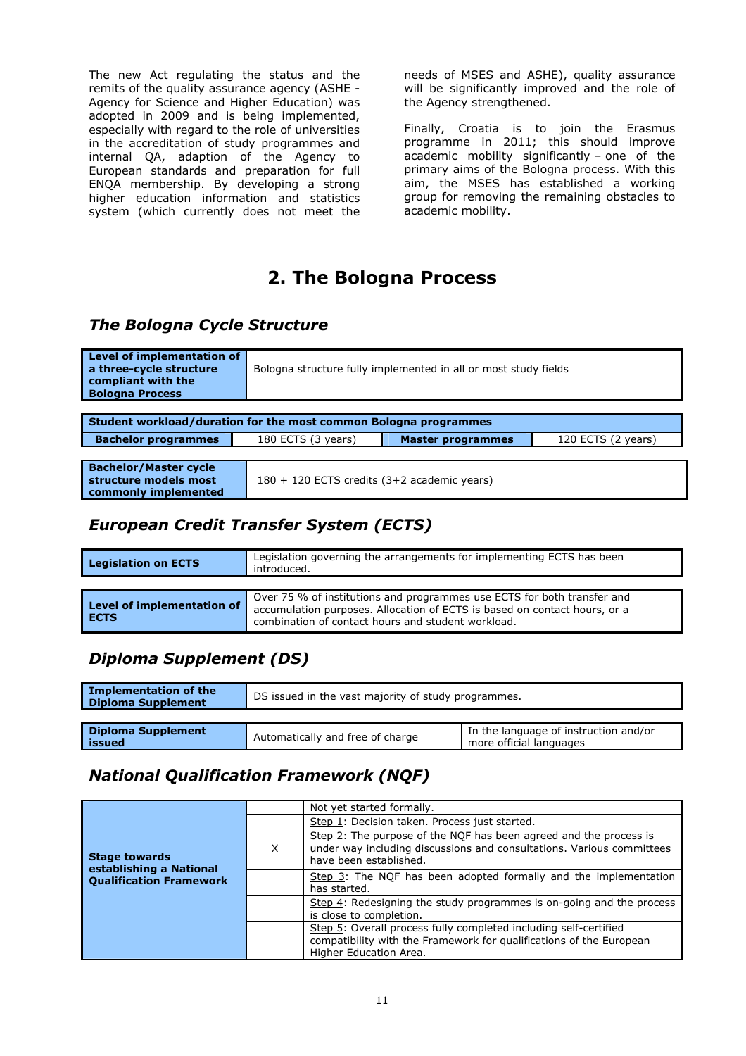The new Act regulating the status and the remits of the quality assurance agency (ASHE - Agency for Science and Higher Education) was adopted in 2009 and is being implemented, especially with regard to the role of universities in the accreditation of study programmes and internal QA, adaption of the Agency to European standards and preparation for full ENQA membership. By developing a strong higher education information and statistics system (which currently does not meet the needs of MSES and ASHE), quality assurance will be significantly improved and the role of the Agency strengthened.

Finally, Croatia is to join the Erasmus programme in 2011; this should improve academic mobility significantly – one of the primary aims of the Bologna process. With this aim, the MSES has established a working group for removing the remaining obstacles to academic mobility.

# 2. The Bologna Process

## *The Bologna Cycle Structure*

| **Level of implementation of a three-cycle structure compliant with the Bologna Process** | Bologna structure fully implemented in all or most study fields |
|---|---|

| **Student workload/duration for the most common Bologna programmes** | | | |
|---|---|---|---|
| **Bachelor programmes** | 180 ECTS (3 years) | **Master programmes** | 120 ECTS (2 years) |

| **Bachelor/Master cycle structure models most commonly implemented** | 180 + 120 ECTS credits (3+2 academic years) |
|---|---|

## *European Credit Transfer System (ECTS)*

| **Legislation on ECTS** | Legislation governing the arrangements for implementing ECTS has been introduced. |
|---|---|

| **Level of implementation of ECTS** | Over 75 % of institutions and programmes use ECTS for both transfer and accumulation purposes. Allocation of ECTS is based on contact hours, or a combination of contact hours and student workload. |
|---|---|

## *Diploma Supplement (DS)*

| **Implementation of the Diploma Supplement** | DS issued in the vast majority of study programmes. |
|---|---|

| **Diploma Supplement issued** | Automatically and free of charge | In the language of instruction and/or more official languages |
|---|---|---|

## *National Qualification Framework (NQF)*

| **Stage towards establishing a National Qualification Framework** | | |
|---|---|---|
| | | Not yet started formally. |
| | | Step 1: Decision taken. Process just started. |
| | X | Step 2: The purpose of the NQF has been agreed and the process is under way including discussions and consultations. Various committees have been established. |
| | | Step 3: The NQF has been adopted formally and the implementation has started. |
| | | Step 4: Redesigning the study programmes is on-going and the process is close to completion. |
| | | Step 5: Overall process fully completed including self-certified compatibility with the Framework for qualifications of the European Higher Education Area. |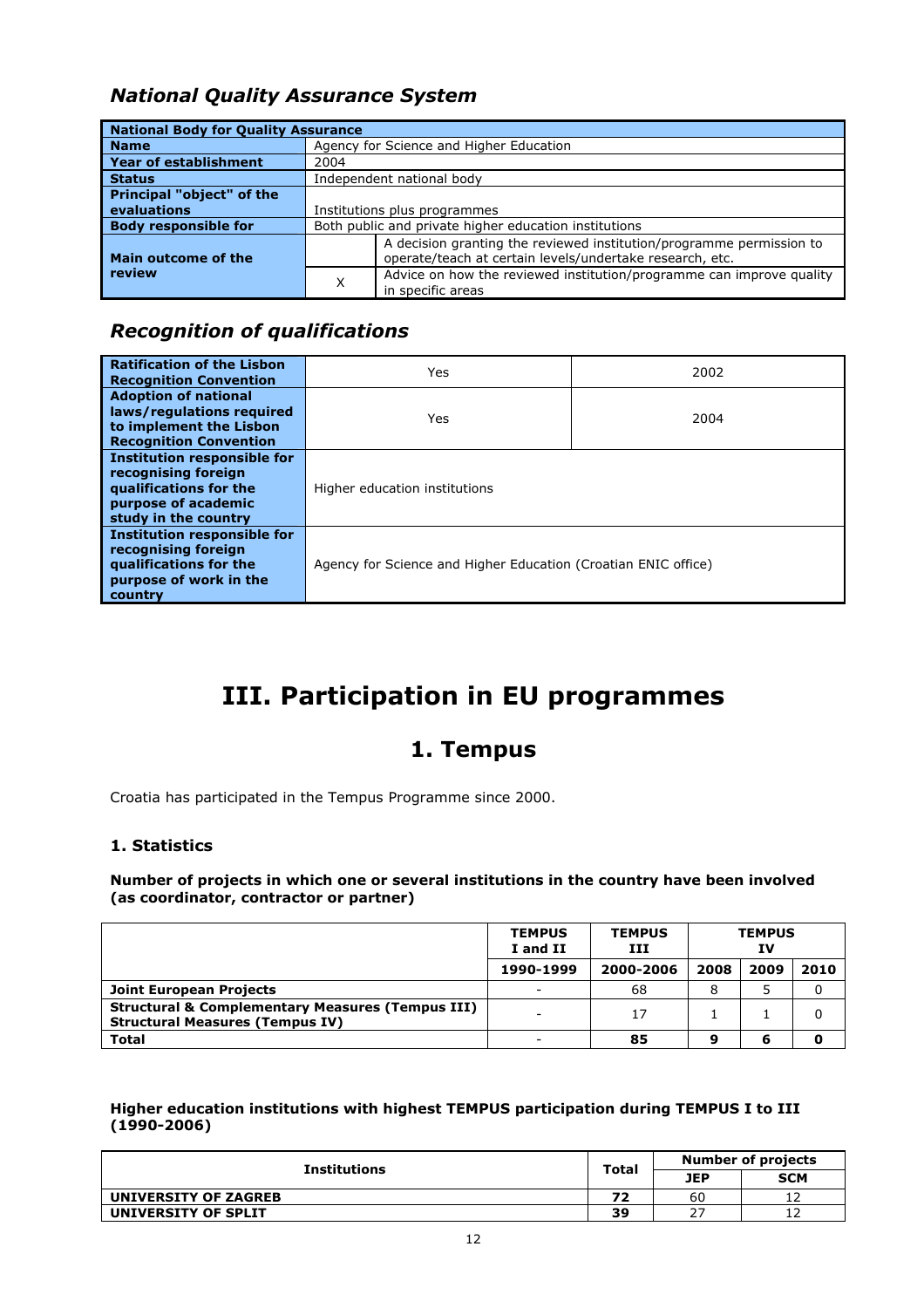## *National Quality Assurance System*

| National Body for Quality Assurance | | |
|---|---|---|
| **Name** | Agency for Science and Higher Education | |
| **Year of establishment** | 2004 | |
| **Status** | Independent national body | |
| **Principal "object" of the evaluations** | Institutions plus programmes | |
| **Body responsible for** | Both public and private higher education institutions | |
| **Main outcome of the review** | | A decision granting the reviewed institution/programme permission to operate/teach at certain levels/undertake research, etc. |
| | X | Advice on how the reviewed institution/programme can improve quality in specific areas |

## *Recognition of qualifications*

| | | |
|---|---|---|
| **Ratification of the Lisbon Recognition Convention** | Yes | 2002 |
| **Adoption of national laws/regulations required to implement the Lisbon Recognition Convention** | Yes | 2004 |
| **Institution responsible for recognising foreign qualifications for the purpose of academic study in the country** | Higher education institutions | |
| **Institution responsible for recognising foreign qualifications for the purpose of work in the country** | Agency for Science and Higher Education (Croatian ENIC office) | |

# III. Participation in EU programmes

## 1. Tempus

Croatia has participated in the Tempus Programme since 2000.

### 1. Statistics

**Number of projects in which one or several institutions in the country have been involved (as coordinator, contractor or partner)**

| | TEMPUS I and II | TEMPUS III | TEMPUS IV | | |
|---|---|---|---|---|---|
| | 1990-1999 | 2000-2006 | 2008 | 2009 | 2010 |
| **Joint European Projects** | - | 68 | 8 | 5 | 0 |
| **Structural & Complementary Measures (Tempus III) Structural Measures (Tempus IV)** | - | 17 | 1 | 1 | 0 |
| **Total** | - | **85** | **9** | **6** | **0** |

**Higher education institutions with highest TEMPUS participation during TEMPUS I to III (1990-2006)**

| Institutions | Total | Number of projects | |
|---|---|---|---|
| | | JEP | SCM |
| **UNIVERSITY OF ZAGREB** | **72** | 60 | 12 |
| **UNIVERSITY OF SPLIT** | **39** | 27 | 12 |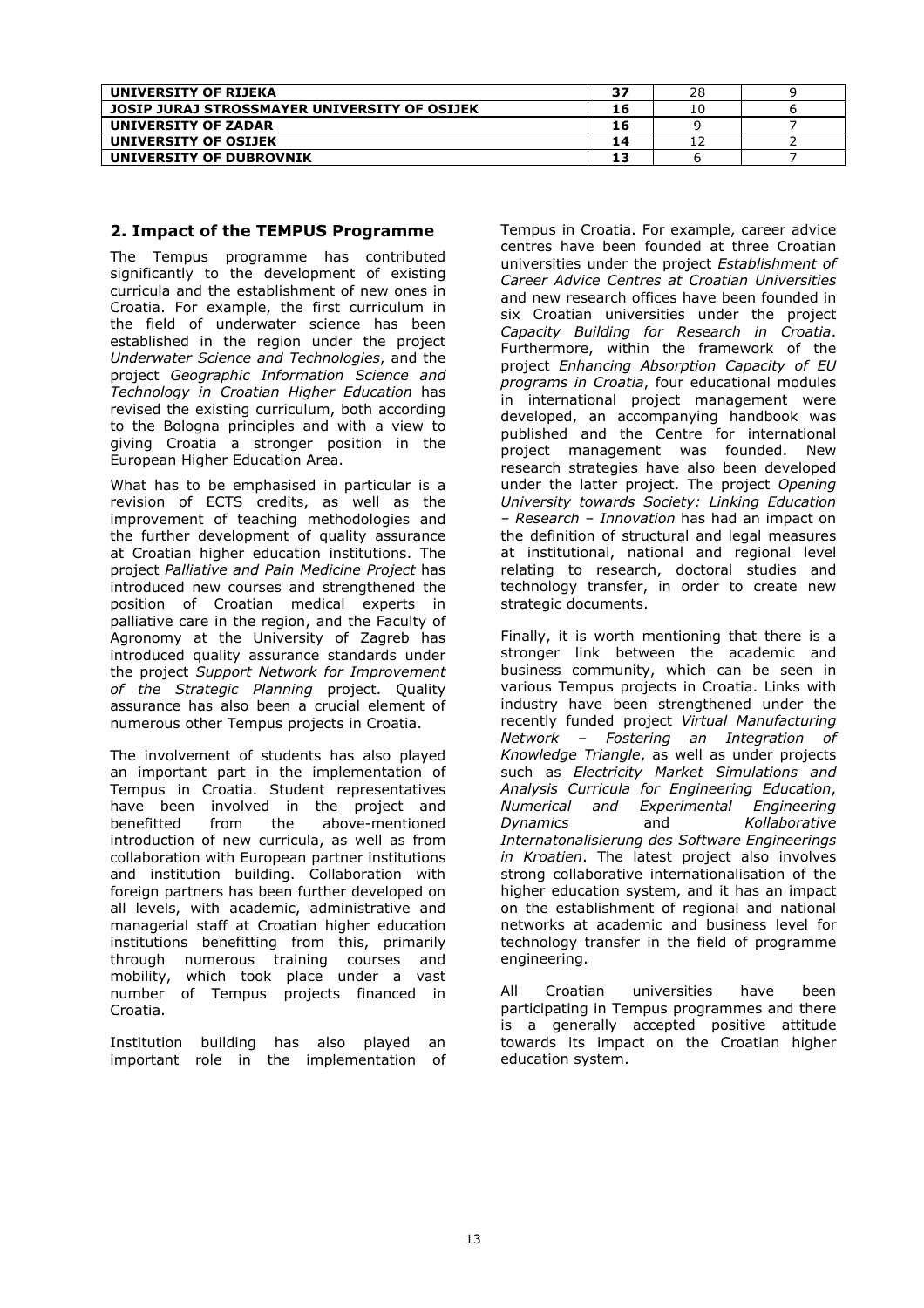| UNIVERSITY OF RIJEKA | 37 | 28 | 9 |
|---|---|---|---|
| JOSIP JURAJ STROSSMAYER UNIVERSITY OF OSIJEK | 16 | 10 | 6 |
| UNIVERSITY OF ZADAR | 16 | 9 | 7 |
| UNIVERSITY OF OSIJEK | 14 | 12 | 2 |
| UNIVERSITY OF DUBROVNIK | 13 | 6 | 7 |

## 2. Impact of the TEMPUS Programme

The Tempus programme has contributed significantly to the development of existing curricula and the establishment of new ones in Croatia. For example, the first curriculum in the field of underwater science has been established in the region under the project *Underwater Science and Technologies*, and the project *Geographic Information Science and Technology in Croatian Higher Education* has revised the existing curriculum, both according to the Bologna principles and with a view to giving Croatia a stronger position in the European Higher Education Area.

What has to be emphasised in particular is a revision of ECTS credits, as well as the improvement of teaching methodologies and the further development of quality assurance at Croatian higher education institutions. The project *Palliative and Pain Medicine Project* has introduced new courses and strengthened the position of Croatian medical experts in palliative care in the region, and the Faculty of Agronomy at the University of Zagreb has introduced quality assurance standards under the project *Support Network for Improvement of the Strategic Planning* project. Quality assurance has also been a crucial element of numerous other Tempus projects in Croatia.

The involvement of students has also played an important part in the implementation of Tempus in Croatia. Student representatives have been involved in the project and benefitted from the above-mentioned introduction of new curricula, as well as from collaboration with European partner institutions and institution building. Collaboration with foreign partners has been further developed on all levels, with academic, administrative and managerial staff at Croatian higher education institutions benefitting from this, primarily through numerous training courses and mobility, which took place under a vast number of Tempus projects financed in Croatia.

Institution building has also played an important role in the implementation of Tempus in Croatia. For example, career advice centres have been founded at three Croatian universities under the project *Establishment of Career Advice Centres at Croatian Universities* and new research offices have been founded in six Croatian universities under the project *Capacity Building for Research in Croatia*. Furthermore, within the framework of the project *Enhancing Absorption Capacity of EU programs in Croatia*, four educational modules in international project management were developed, an accompanying handbook was published and the Centre for international project management was founded. New research strategies have also been developed under the latter project. The project *Opening University towards Society: Linking Education – Research – Innovation* has had an impact on the definition of structural and legal measures at institutional, national and regional level relating to research, doctoral studies and technology transfer, in order to create new strategic documents.

Finally, it is worth mentioning that there is a stronger link between the academic and business community, which can be seen in various Tempus projects in Croatia. Links with industry have been strengthened under the recently funded project *Virtual Manufacturing Network – Fostering an Integration of Knowledge Triangle*, as well as under projects such as *Electricity Market Simulations and Analysis Curricula for Engineering Education*, *Numerical and Experimental Engineering Dynamics* and *Kollaborative Internatonalisierung des Software Engineerings in Kroatien*. The latest project also involves strong collaborative internationalisation of the higher education system, and it has an impact on the establishment of regional and national networks at academic and business level for technology transfer in the field of programme engineering.

All Croatian universities have been participating in Tempus programmes and there is a generally accepted positive attitude towards its impact on the Croatian higher education system.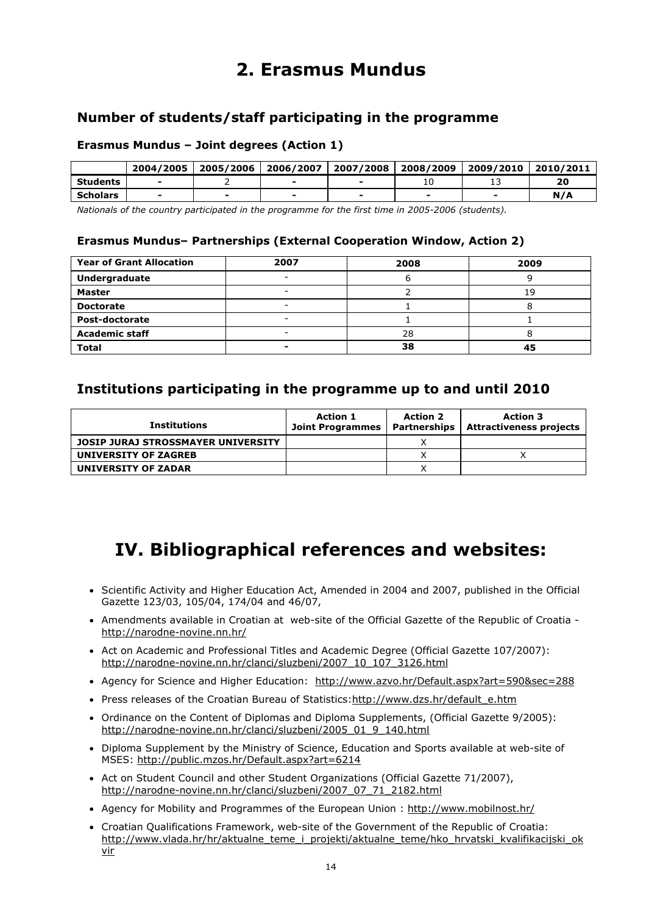# 2. Erasmus Mundus

## Number of students/staff participating in the programme

### Erasmus Mundus – Joint degrees (Action 1)

| | 2004/2005 | 2005/2006 | 2006/2007 | 2007/2008 | 2008/2009 | 2009/2010 | 2010/2011 |
|---|---|---|---|---|---|---|---|
| **Students** | - | 2 | - | - | 10 | 13 | **20** |
| **Scholars** | - | - | - | - | - | - | **N/A** |

*Nationals of the country participated in the programme for the first time in 2005-2006 (students).*

### Erasmus Mundus– Partnerships (External Cooperation Window, Action 2)

| Year of Grant Allocation | 2007 | 2008 | 2009 |
|---|---|---|---|
| **Undergraduate** | - | 6 | 9 |
| **Master** | - | 2 | 19 |
| **Doctorate** | - | 1 | 8 |
| **Post-doctorate** | - | 1 | 1 |
| **Academic staff** | - | 28 | 8 |
| **Total** | **-** | **38** | **45** |

## Institutions participating in the programme up to and until 2010

| Institutions | Action 1 Joint Programmes | Action 2 Partnerships | Action 3 Attractiveness projects |
|---|---|---|---|
| **JOSIP JURAJ STROSSMAYER UNIVERSITY** | | X | |
| **UNIVERSITY OF ZAGREB** | | X | X |
| **UNIVERSITY OF ZADAR** | | X | |

# IV. Bibliographical references and websites:

- Scientific Activity and Higher Education Act, Amended in 2004 and 2007, published in the Official Gazette 123/03, 105/04, 174/04 and 46/07,
- Amendments available in Croatian at web-site of the Official Gazette of the Republic of Croatia - http://narodne-novine.nn.hr/
- Act on Academic and Professional Titles and Academic Degree (Official Gazette 107/2007): http://narodne-novine.nn.hr/clanci/sluzbeni/2007_10_107_3126.html
- Agency for Science and Higher Education: http://www.azvo.hr/Default.aspx?art=590&sec=288
- Press releases of the Croatian Bureau of Statistics: http://www.dzs.hr/default_e.htm
- Ordinance on the Content of Diplomas and Diploma Supplements, (Official Gazette 9/2005): http://narodne-novine.nn.hr/clanci/sluzbeni/2005_01_9_140.html
- Diploma Supplement by the Ministry of Science, Education and Sports available at web-site of MSES: http://public.mzos.hr/Default.aspx?art=6214
- Act on Student Council and other Student Organizations (Official Gazette 71/2007), http://narodne-novine.nn.hr/clanci/sluzbeni/2007_07_71_2182.html
- Agency for Mobility and Programmes of the European Union : http://www.mobilnost.hr/
- Croatian Qualifications Framework, web-site of the Government of the Republic of Croatia: http://www.vlada.hr/hr/aktualne_teme_i_projekti/aktualne_teme/hko_hrvatski_kvalifikacijski_okvir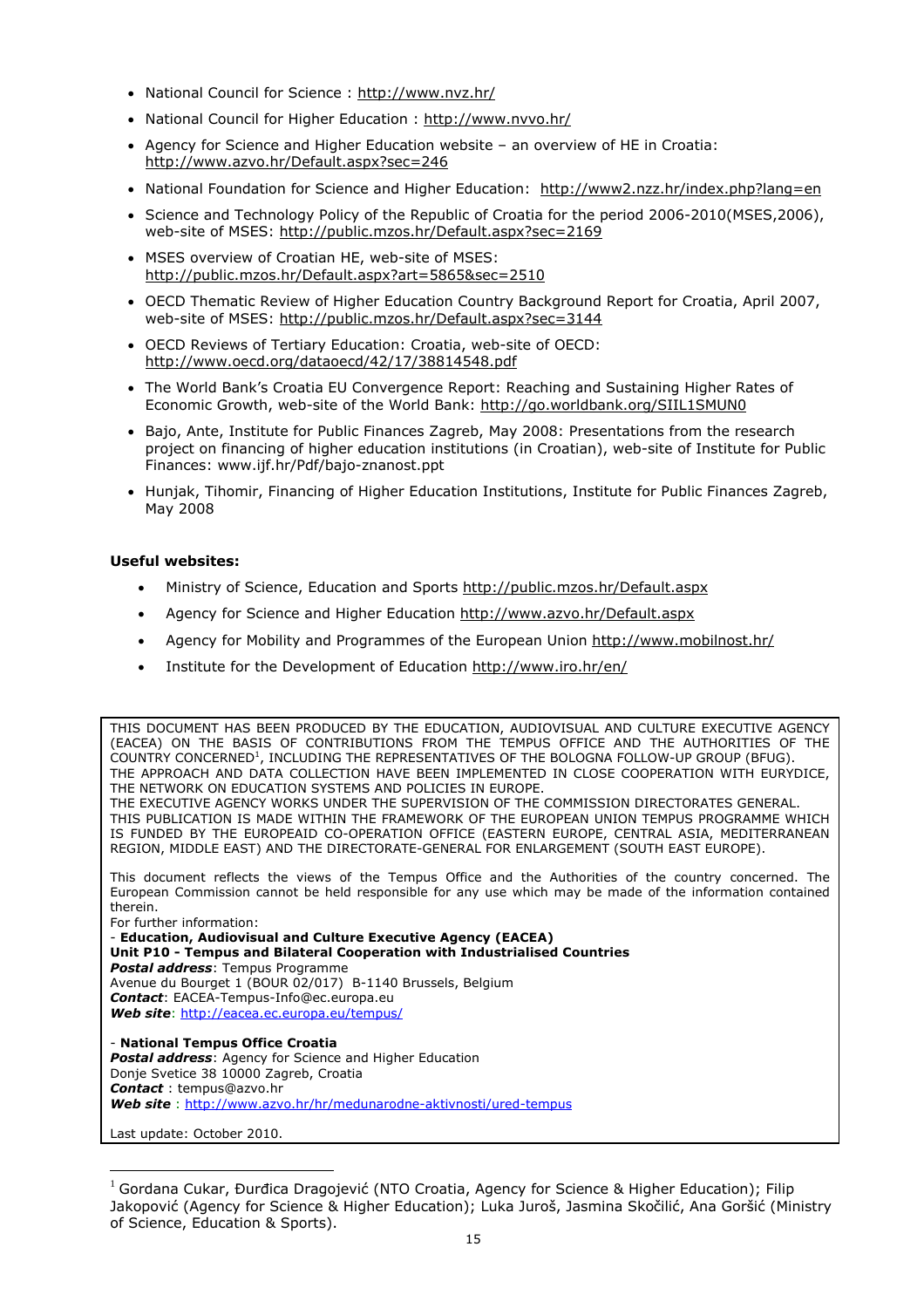- National Council for Science : http://www.nvz.hr/
- National Council for Higher Education : http://www.nvvo.hr/
- Agency for Science and Higher Education website – an overview of HE in Croatia: http://www.azvo.hr/Default.aspx?sec=246
- National Foundation for Science and Higher Education: http://www2.nzz.hr/index.php?lang=en
- Science and Technology Policy of the Republic of Croatia for the period 2006-2010(MSES,2006), web-site of MSES: http://public.mzos.hr/Default.aspx?sec=2169
- MSES overview of Croatian HE, web-site of MSES: http://public.mzos.hr/Default.aspx?art=5865&sec=2510
- OECD Thematic Review of Higher Education Country Background Report for Croatia, April 2007, web-site of MSES: http://public.mzos.hr/Default.aspx?sec=3144
- OECD Reviews of Tertiary Education: Croatia, web-site of OECD: http://www.oecd.org/dataoecd/42/17/38814548.pdf
- The World Bank's Croatia EU Convergence Report: Reaching and Sustaining Higher Rates of Economic Growth, web-site of the World Bank: http://go.worldbank.org/SIIL1SMUN0
- Bajo, Ante, Institute for Public Finances Zagreb, May 2008: Presentations from the research project on financing of higher education institutions (in Croatian), web-site of Institute for Public Finances: www.ijf.hr/Pdf/bajo-znanost.ppt
- Hunjak, Tihomir, Financing of Higher Education Institutions, Institute for Public Finances Zagreb, May 2008

**Useful websites:**

- Ministry of Science, Education and Sports http://public.mzos.hr/Default.aspx
- Agency for Science and Higher Education http://www.azvo.hr/Default.aspx
- Agency for Mobility and Programmes of the European Union http://www.mobilnost.hr/
- Institute for the Development of Education http://www.iro.hr/en/

THIS DOCUMENT HAS BEEN PRODUCED BY THE EDUCATION, AUDIOVISUAL AND CULTURE EXECUTIVE AGENCY (EACEA) ON THE BASIS OF CONTRIBUTIONS FROM THE TEMPUS OFFICE AND THE AUTHORITIES OF THE COUNTRY CONCERNED[1], INCLUDING THE REPRESENTATIVES OF THE BOLOGNA FOLLOW-UP GROUP (BFUG). THE APPROACH AND DATA COLLECTION HAVE BEEN IMPLEMENTED IN CLOSE COOPERATION WITH EURYDICE, THE NETWORK ON EDUCATION SYSTEMS AND POLICIES IN EUROPE.
THE EXECUTIVE AGENCY WORKS UNDER THE SUPERVISION OF THE COMMISSION DIRECTORATES GENERAL. THIS PUBLICATION IS MADE WITHIN THE FRAMEWORK OF THE EUROPEAN UNION TEMPUS PROGRAMME WHICH IS FUNDED BY THE EUROPEAID CO-OPERATION OFFICE (EASTERN EUROPE, CENTRAL ASIA, MEDITERRANEAN REGION, MIDDLE EAST) AND THE DIRECTORATE-GENERAL FOR ENLARGEMENT (SOUTH EAST EUROPE).

This document reflects the views of the Tempus Office and the Authorities of the country concerned. The European Commission cannot be held responsible for any use which may be made of the information contained therein.
For further information:
- **Education, Audiovisual and Culture Executive Agency (EACEA)**
**Unit P10 - Tempus and Bilateral Cooperation with Industrialised Countries**
***Postal address***: Tempus Programme
Avenue du Bourget 1 (BOUR 02/017) B-1140 Brussels, Belgium
***Contact***: EACEA-Tempus-Info@ec.europa.eu
***Web site***: http://eacea.ec.europa.eu/tempus/

- **National Tempus Office Croatia**
***Postal address***: Agency for Science and Higher Education
Donje Svetice 38 10000 Zagreb, Croatia
***Contact*** : tempus@azvo.hr
***Web site*** : http://www.azvo.hr/hr/medunarodne-aktivnosti/ured-tempus

Last update: October 2010.

[1] Gordana Cukar, Đurđica Dragojević (NTO Croatia, Agency for Science & Higher Education); Filip Jakopović (Agency for Science & Higher Education); Luka Juroš, Jasmina Skočilić, Ana Goršić (Ministry of Science, Education & Sports).